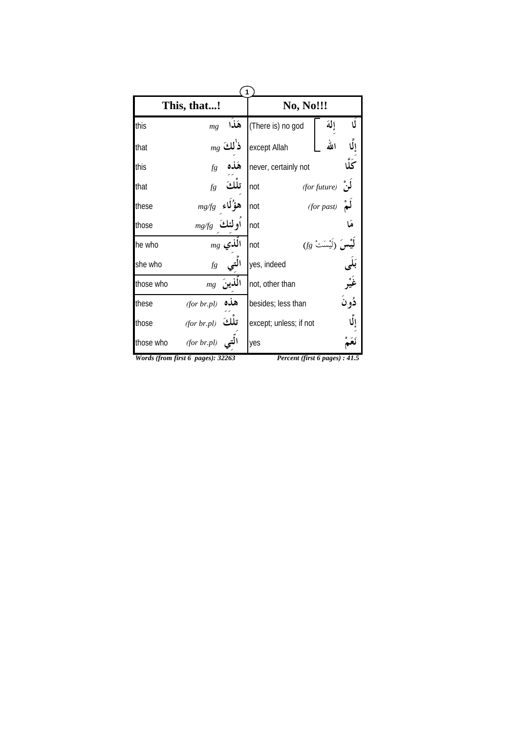| This, that...! | | | No, No!!! | | |
|---|---|---|---|---|---|
| this | *mg* | هَذَا | (There is) no god | إِلٰهَ | لَا |
| that | *mg* | ذٰلِكَ | except Allah | الله | إِلَّا |
| this | *fg* | هَذِه | never, certainly not | | كَلَّا |
| that | *fg* | تِلْكَ | not | *(for future)* | لَنْ |
| these | *mg/fg* | هٰؤُلَاء | not | *(for past)* | لَمْ |
| those | *mg/fg* | أُولٰئِكَ | not | | مَا |
| he who | *mg* | الَّذِي | not | (لَيْسَتْ *fg*) | لَيْسَ |
| she who | *fg* | الَّتِي | yes, indeed | | بَلَى |
| those who | *mg* | الَّذِينَ | not, other than | | غَيْر |
| these | *(for br.pl)* | هٰذِه | besides; less than | | دُونَ |
| those | *(for br.pl)* | تِلْكَ | except; unless; if not | | إِلَّا |
| those who | *(for br.pl)* | الَّتِي | yes | | نَعَمْ |

***Words (from first 6 pages): 32263*** ***Percent (first 6 pages) : 41.5***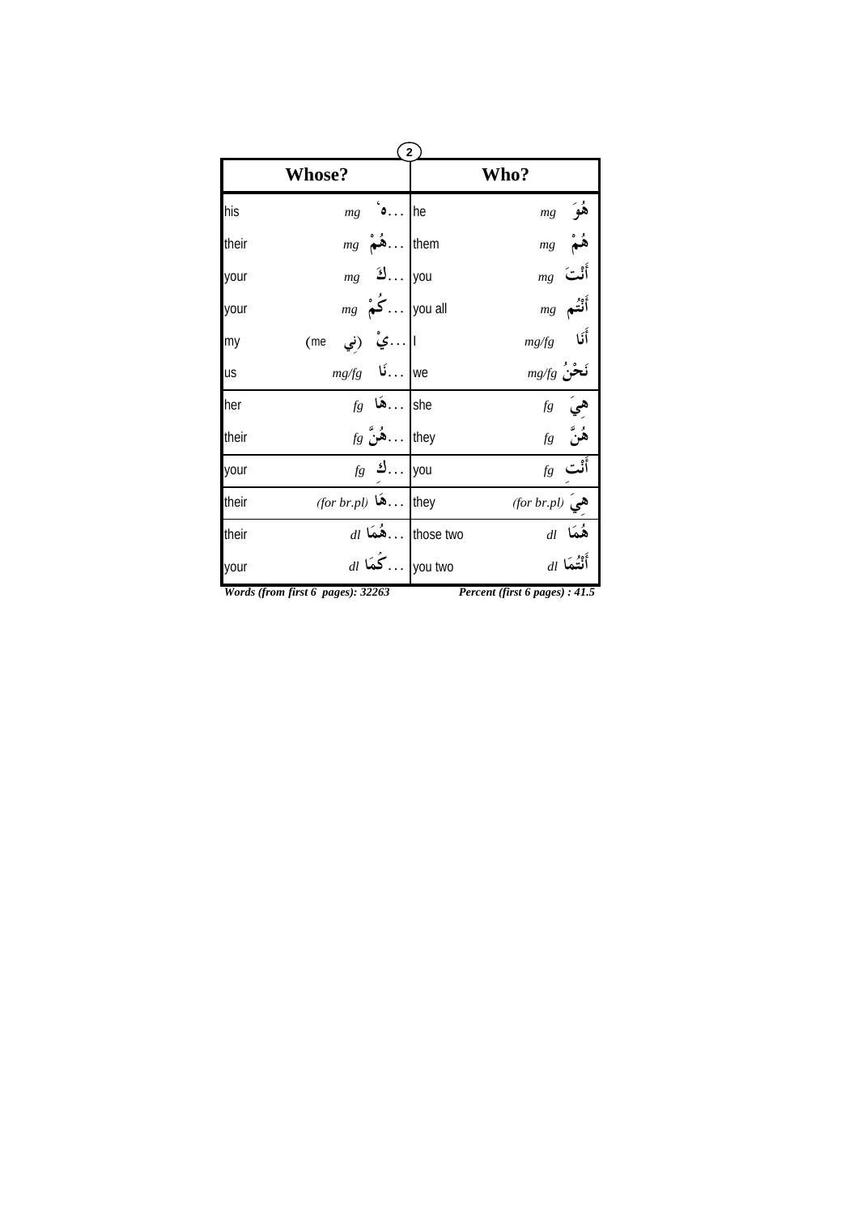| Whose? | | Who? | |
|---|---|---|---|
| his | *mg* ...هُ | he | *mg* هُوَ |
| their | *mg* ...هُمْ | them | *mg* هُمْ |
| your | *mg* ...كَ | you | *mg* أَنْتَ |
| your | *mg* ...كُمْ | you all | *mg* أَنْتُم |
| my | (me (نِي ...يْ | I | *mg/fg* أَنَا |
| us | *mg/fg* ...نَا | we | *mg/fg* نَحْنُ |
| her | *fg* ...هَا | she | *fg* هِيَ |
| their | *fg* ...هُنَّ | they | *fg* هُنَّ |
| your | *fg* ...كِ | you | *fg* أَنْتِ |
| their | *(for br.pl)* ...هَا | they | *(for br.pl)* هِيَ |
| their | *dl* ...هُمَا | those two | *dl* هُمَا |
| your | *dl* ...كُمَا | you two | *dl* أَنْتُمَا |

***Words (from first 6 pages): 32263*** ***Percent (first 6 pages) : 41.5***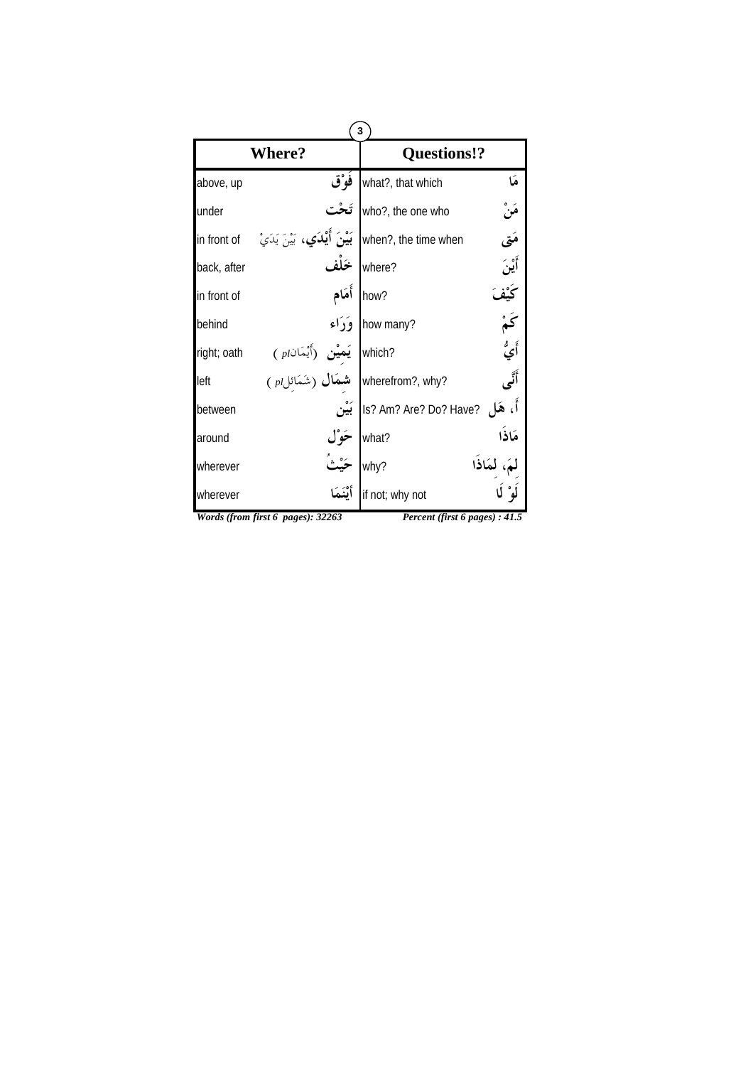| Where? | | Questions!? | |
|---|---|---|---|
| above, up | فَوْق | what?, that which | مَا |
| under | تَحْت | who?, the one who | مَنْ |
| in front of | بَيْنَ أَيْدَي، بَيْنَ يَدَيْ | when?, the time when | مَتى |
| back, after | خَلْف | where? | أَيْنَ |
| in front of | أَمَام | how? | كَيْفَ |
| behind | وَرَاء | how many? | كَمْ |
| right; oath | يَمِيْن (أَيْمَان *pl* ) | which? | أَيُّ |
| left | شِمَال (شَمَائِل *pl* ) | wherefrom?, why? | أَنَّى |
| between | بَيْن | Is? Am? Are? Do? Have? | أَ، هَل |
| around | حَوْل | what? | مَاذَا |
| wherever | حَيْثُ | why? | لِمَ، لِمَاذَا |
| wherever | أيْنَمَا | if not; why not | لَوْ لَا |

***Words (from first 6 pages): 32263*** ***Percent (first 6 pages) : 41.5***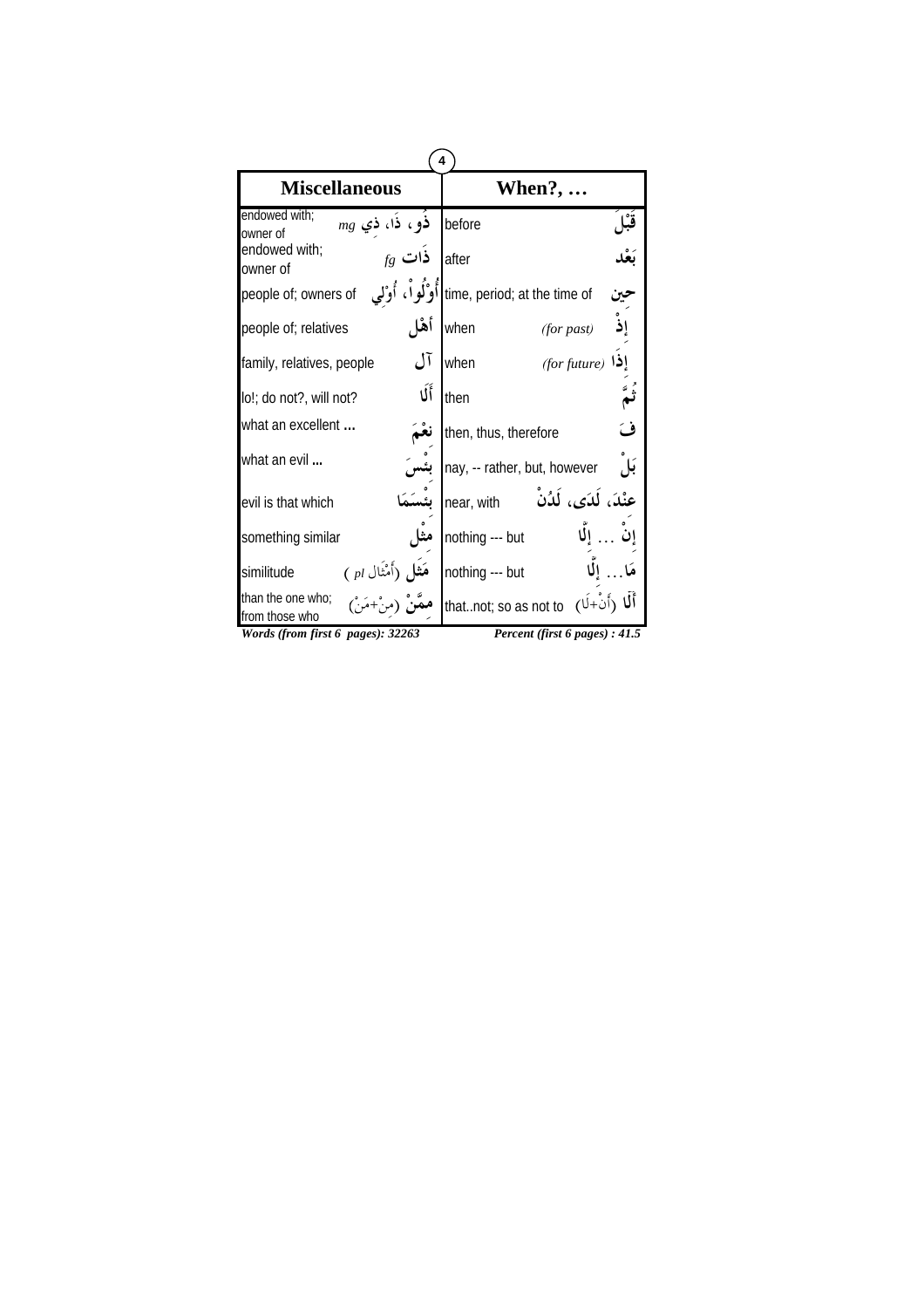| Miscellaneous | | When?, … | |
|---|---|---|---|
| endowed with; owner of | ذُو، ذَا، ذِي *mg* | before | قَبْلَ |
| endowed with; owner of | ذَات *fg* | after | بَعْد |
| people of; owners of | أُوْلُواْ، أُوْلِي | time, period; at the time of | حِين |
| people of; relatives | أَهْل | when *(for past)* | إِذْ |
| family, relatives, people | آل | when *(for future)* | إِذَا |
| lo!; do not?, will not? | أَلَا | then | ثُمَّ |
| what an excellent … | نِعْمَ | then, thus, therefore | فَ |
| what an evil ... | بِئْسَ | nay, -- rather, but, however | بَلْ |
| evil is that which | بِئْسَمَا | near, with | عِنْدَ، لَدَى، لَدُنْ |
| something similar | مِثْل | nothing --- but | إِنْ … إِلَّا |
| similitude | مَثَل (أَمْثَال *pl* ) | nothing --- but | مَا… إِلَّا |
| than the one who; from those who | مِمَّنْ (مِنْ+مَنْ) | that..not; so as not to | أَلَّا (أَنْ+لَا) |

*Words (from first 6 pages): 32263* *Percent (first 6 pages) : 41.5*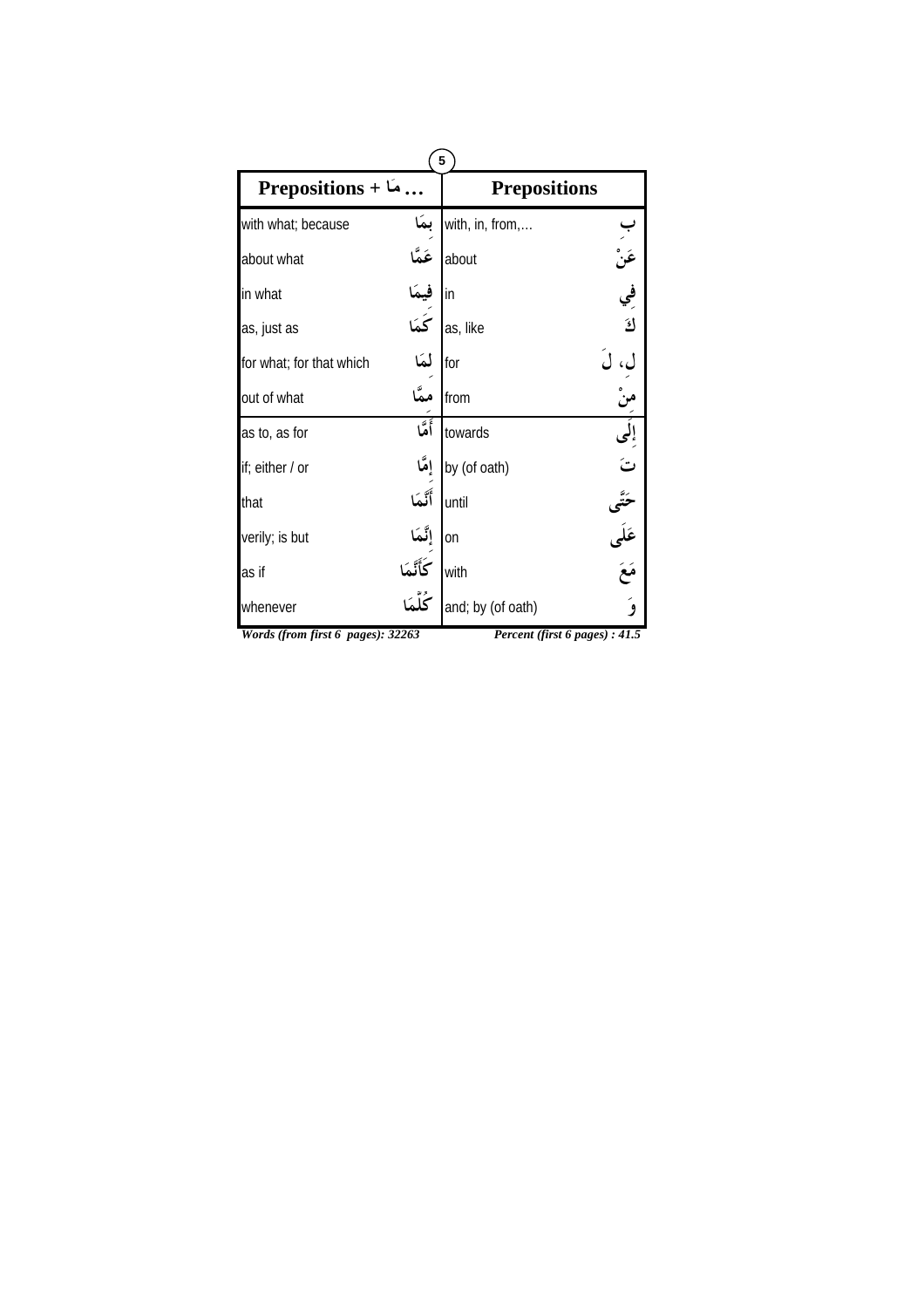| Prepositions + مَا … | | Prepositions | |
|---|---|---|---|
| with what; because | بِمَا | with, in, from,… | بِ |
| about what | عَمَّا | about | عَنْ |
| in what | فِيمَا | in | فِي |
| as, just as | كَمَا | as, like | كَ |
| for what; for that which | لِمَا | for | لِ، لَ |
| out of what | مِمَّا | from | مِنْ |
| as to, as for | أَمَّا | towards | إِلَى |
| if; either / or | إِمَّا | by (of oath) | تَ |
| that | أَنَّمَا | until | حَتَّى |
| verily; is but | إِنَّمَا | on | عَلَى |
| as if | كَأَنَّمَا | with | مَعَ |
| whenever | كُلَّمَا | and; by (of oath) | وَ |

***Words (from first 6 pages): 32263*** ***Percent (first 6 pages) : 41.5***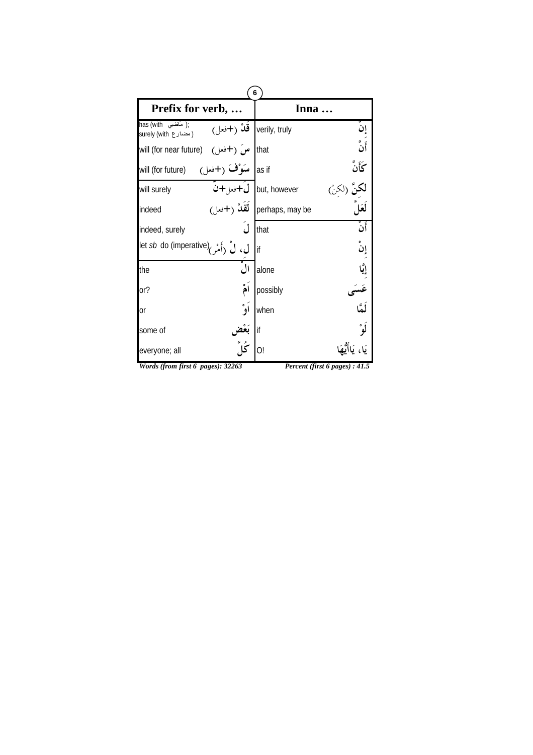| Prefix for verb, … | | Inna … | |
|---|---|---|---|
| has (with ماضي); surely (with مضارع) | قَدْ (+فعل) | verily, truly | إِنَّ |
| will (for near future) | سَ (+فعل) | that | أَنَّ |
| will (for future) | سَوْفَ (+فعل) | as if | كَأَنَّ |
| will surely | لَ+فعل+نَّ | but, however | لٰكِنَّ (لٰكِنْ) |
| indeed | لَقَدْ (+فعل) | perhaps, may be | لَعَلَّ |
| indeed, surely | لَ | that | أَنْ |
| let *sb* do (imperative) | لِ، لْ (أَمْر) | if | إِنْ |
| the | الْ | alone | إِيَّا |
| or? | اَمْ | possibly | عَسَى |
| or | اَوْ | when | لَمَّا |
| some of | بَعْض | if | لَوْ |
| everyone; all | كُلّ | O! | يَا، يَاأَيُّهَا |

***Words (from first 6 pages): 32263*** ***Percent (first 6 pages) : 41.5***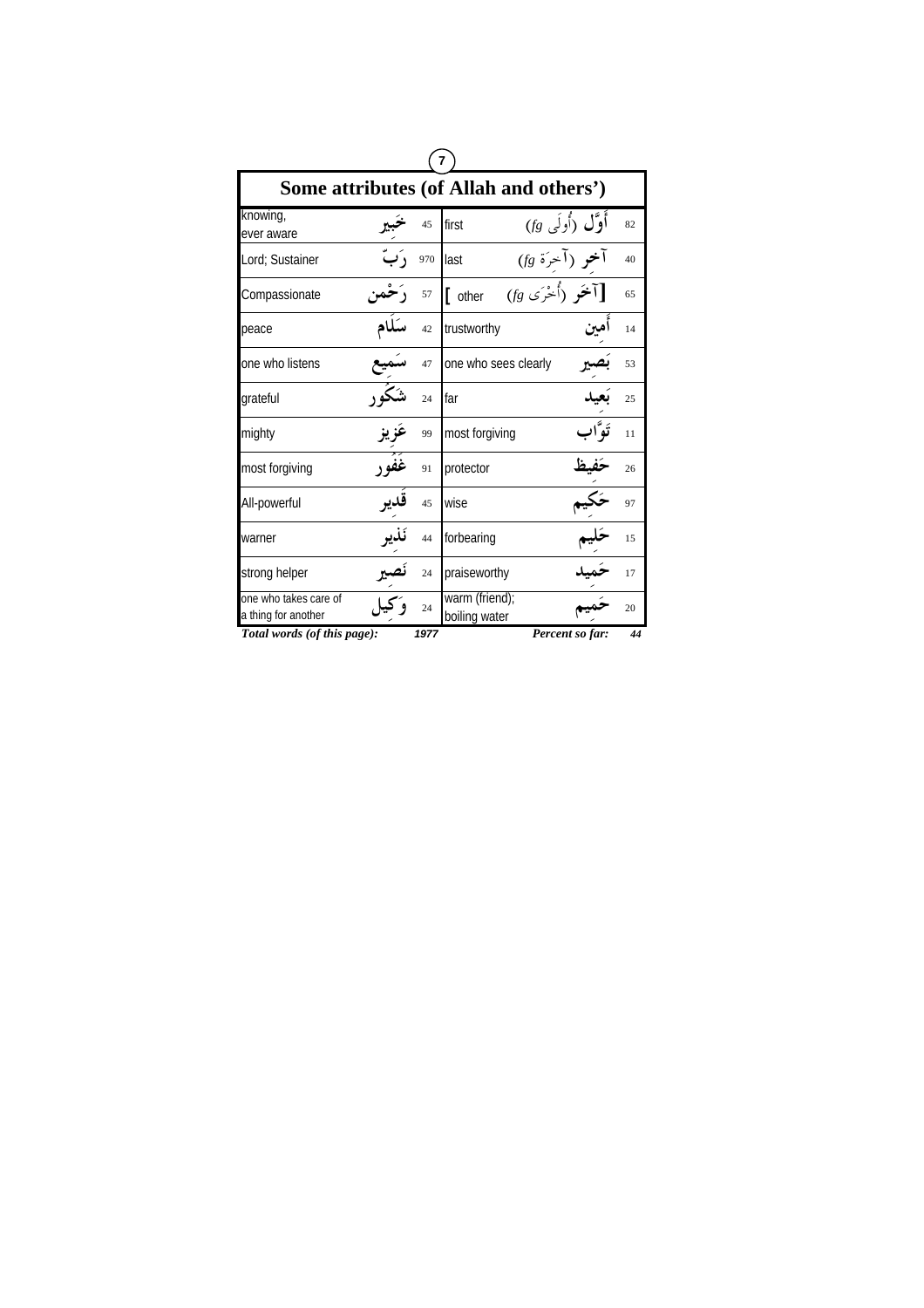# Some attributes (of Allah and others')

| | | | | | |
|---|---|---|---|---|---|
| knowing, ever aware | خَبِير | 45 | first | أَوَّل (أُولَى fg) | 82 |
| Lord; Sustainer | رَبّ | 970 | last | آخِر (آخِرَة fg) | 40 |
| Compassionate | رَحْمٰن | 57 | [ other | [آخَر (أُخْرَى fg) | 65 |
| peace | سَلَام | 42 | trustworthy | أَمِين | 14 |
| one who listens | سَمِيع | 47 | one who sees clearly | بَصِير | 53 |
| grateful | شَكُور | 24 | far | بَعِيد | 25 |
| mighty | عَزِيز | 99 | most forgiving | تَوَّاب | 11 |
| most forgiving | غَفُور | 91 | protector | حَفِيظ | 26 |
| All-powerful | قَدِير | 45 | wise | حَكِيم | 97 |
| warner | نَذِير | 44 | forbearing | حَلِيم | 15 |
| strong helper | نَصِير | 24 | praiseworthy | حَمِيد | 17 |
| one who takes care of a thing for another | وَكِيل | 24 | warm (friend); boiling water | حَمِيم | 20 |

*Total words (of this page):* ***1977*** *Percent so far:* ***44***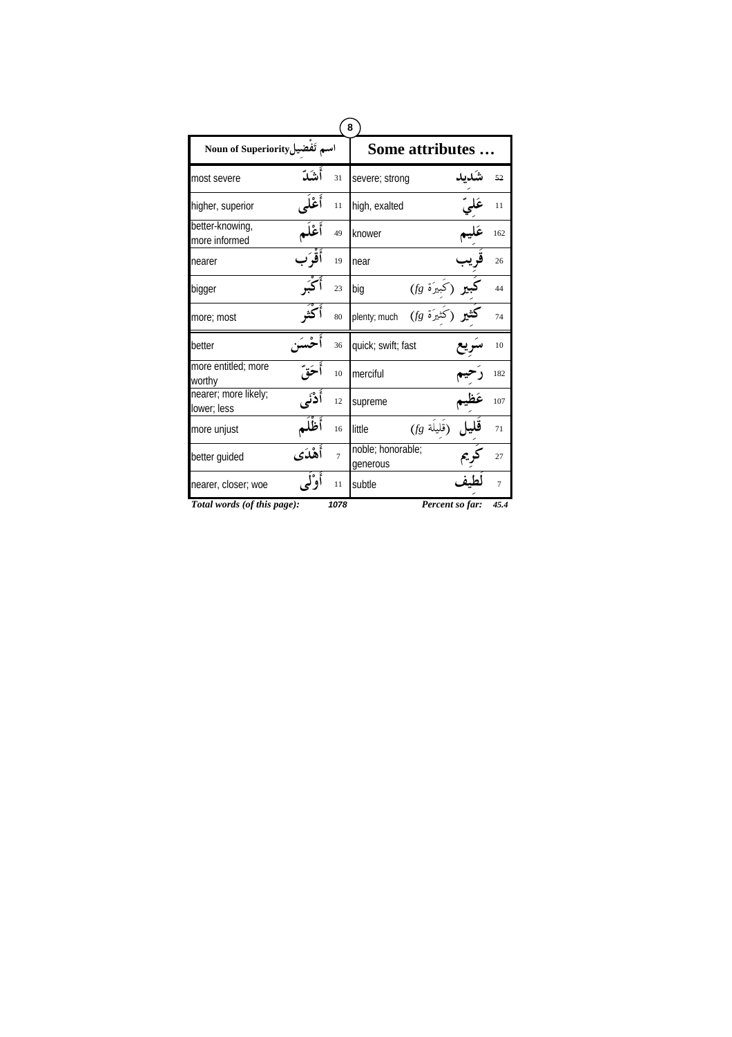| Noun of Superiority اسم تَفْضِيل | | | Some attributes … | | |
|---|---|---|---|---|---|
| most severe | أَشَدّ | 31 | severe; strong | شَدِيد | 52 |
| higher, superior | أَعْلَى | 11 | high, exalted | عَلِيّ | 11 |
| better-knowing, more informed | أَعْلَم | 49 | knower | عَلِيم | 162 |
| nearer | أَقْرَب | 19 | near | قَرِيب | 26 |
| bigger | أَكْبَر | 23 | big | كَبِير (كَبِيرَة fg) | 44 |
| more; most | أَكْثَر | 80 | plenty; much | كَثِير (كَثِيرَة fg) | 74 |
| better | أَحْسَن | 36 | quick; swift; fast | سَرِيع | 10 |
| more entitled; more worthy | أَحَقّ | 10 | merciful | رَحِيم | 182 |
| nearer; more likely; lower; less | أَدْنَى | 12 | supreme | عَظِيم | 107 |
| more unjust | أَظْلَم | 16 | little | قَلِيل (قَلِيلَة fg) | 71 |
| better guided | أَهْدَى | 7 | noble; honorable; generous | كَرِيم | 27 |
| nearer, closer; woe | أَوْلَى | 11 | subtle | لَطِيف | 7 |

***Total words (of this page): 1078*** ***Percent so far: 45.4***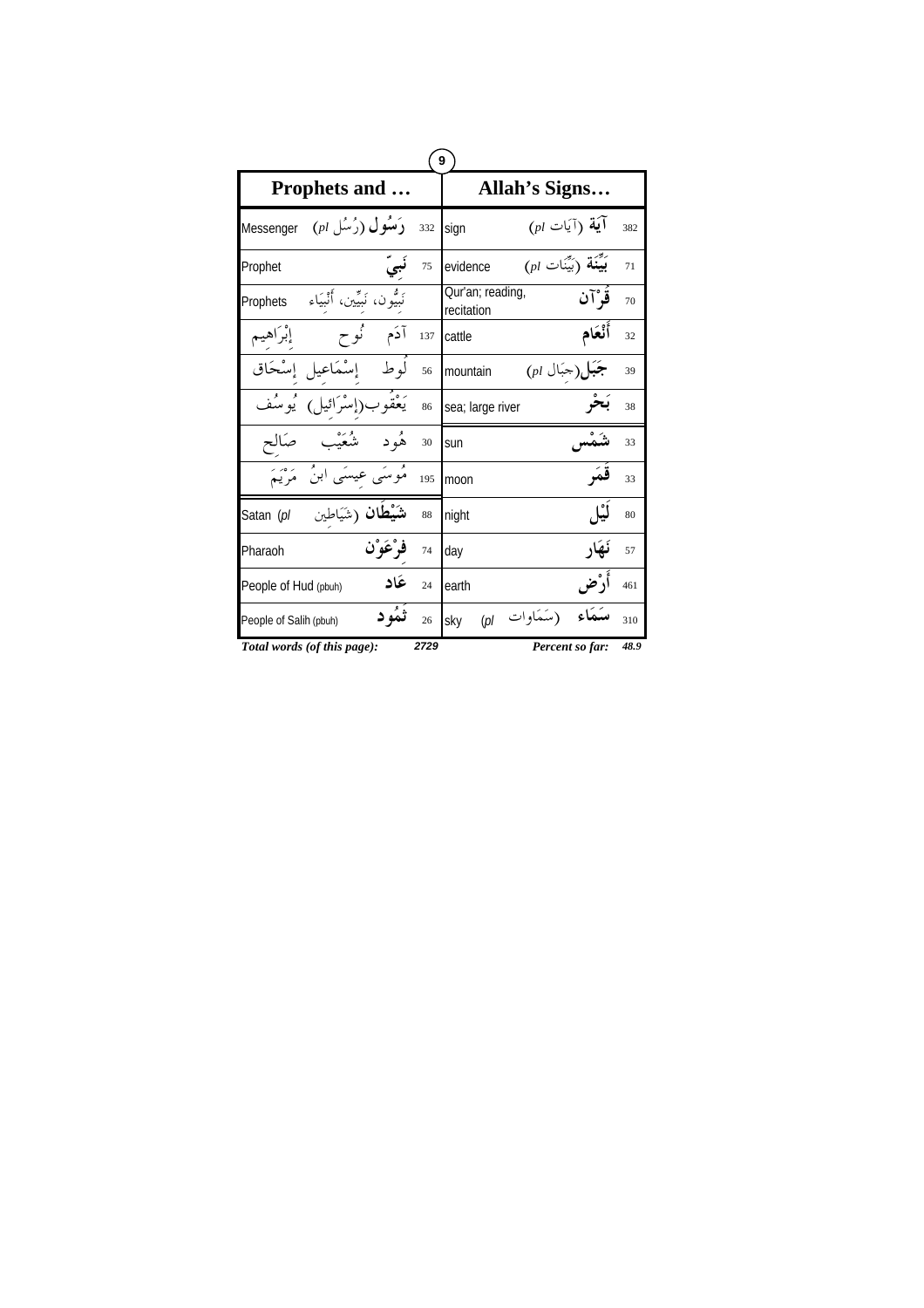| Prophets and … | | | Allah's Signs… | | |
|---|---|---|---|---|---|
| Messenger | رَسُول (رُسُل *pl*) | 332 | sign | آيَة (آيَات *pl*) | 382 |
| Prophet | نَبِيّ | 75 | evidence | بَيِّنَة (بَيِّنَات *pl*) | 71 |
| Prophets | نَبِيُّون، نَبِيِّين، أَنْبِيَاء | | Qur'an; reading, recitation | قُرْآن | 70 |
| إِبْرَاهِيم | آدَم نُوح | 137 | cattle | أَنْعَام | 32 |
| | لُوط إِسْمَاعِيل إِسْحَاق | 56 | mountain | جَبَل(جِبَال *pl*) | 39 |
| | يَعْقُوب(إِسْرَائِيل) يُوسُف | 86 | sea; large river | بَحْر | 38 |
| | هُود شُعَيْب صَالِح | 30 | sun | شَمْس | 33 |
| | مُوسَى عِيسَى ابنُ مَرْيَمَ | 195 | moon | قَمَر | 33 |
| Satan (*pl* | شَيْطَان (شَيَاطِين | 88 | night | لَيْل | 80 |
| Pharaoh | فِرْعَوْن | 74 | day | نَهَار | 57 |
| People of Hud (pbuh) | عَاد | 24 | earth | أَرْض | 461 |
| People of Salih (pbuh) | ثَمُود | 26 | sky (*pl* | سَمَاء (سَمَاوَات | 310 |

***Total words (of this page):*** ***2729*** ***Percent so far:*** ***48.9***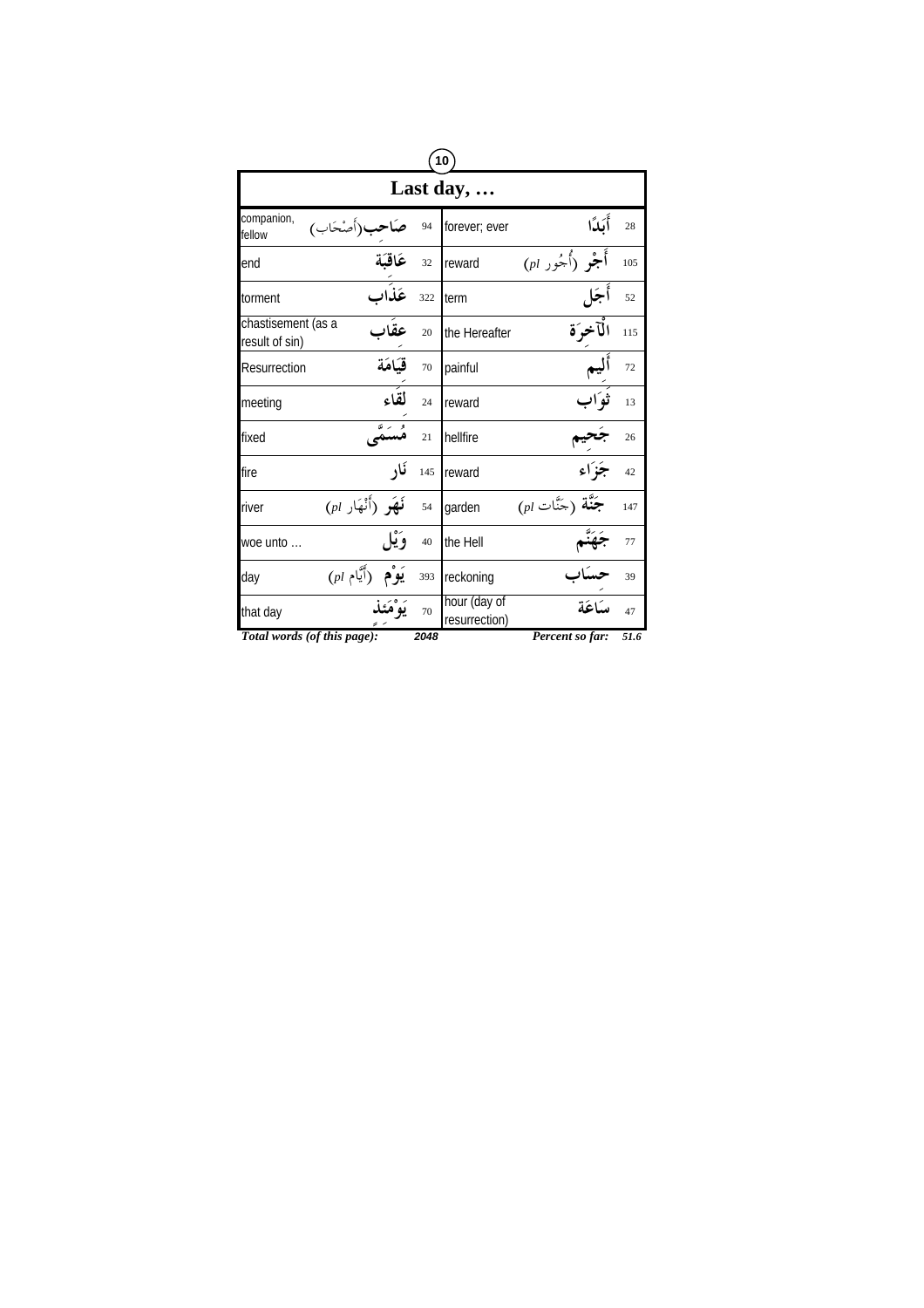# Last day, …

| companion, fellow | صَاحِب(أَصْحَاب) | 94 | forever; ever | أَبَدًا | 28 |
|---|---|---|---|---|---|
| end | عَاقِبَة | 32 | reward | أَجْر (أُجُور *pl*) | 105 |
| torment | عَذَاب | 322 | term | أَجَل | 52 |
| chastisement (as a result of sin) | عِقَاب | 20 | the Hereafter | الْآخِرَة | 115 |
| Resurrection | قِيَامَة | 70 | painful | أَلِيم | 72 |
| meeting | لِقَاء | 24 | reward | ثَوَاب | 13 |
| fixed | مُسَمًّى | 21 | hellfire | جَحِيم | 26 |
| fire | نَار | 145 | reward | جَزَاء | 42 |
| river | نَهَر (أَنْهَار *pl*) | 54 | garden | جَنَّة (جنَّات *pl*) | 147 |
| woe unto … | وَيْل | 40 | the Hell | جَهَنَّم | 77 |
| day | يَوْم (أَيَّام *pl*) | 393 | reckoning | حِسَاب | 39 |
| that day | يَوْمَئِذٍ | 70 | hour (day of resurrection) | سَاعَة | 47 |

*Total words (of this page):* ***2048*** *Percent so far:* ***51.6***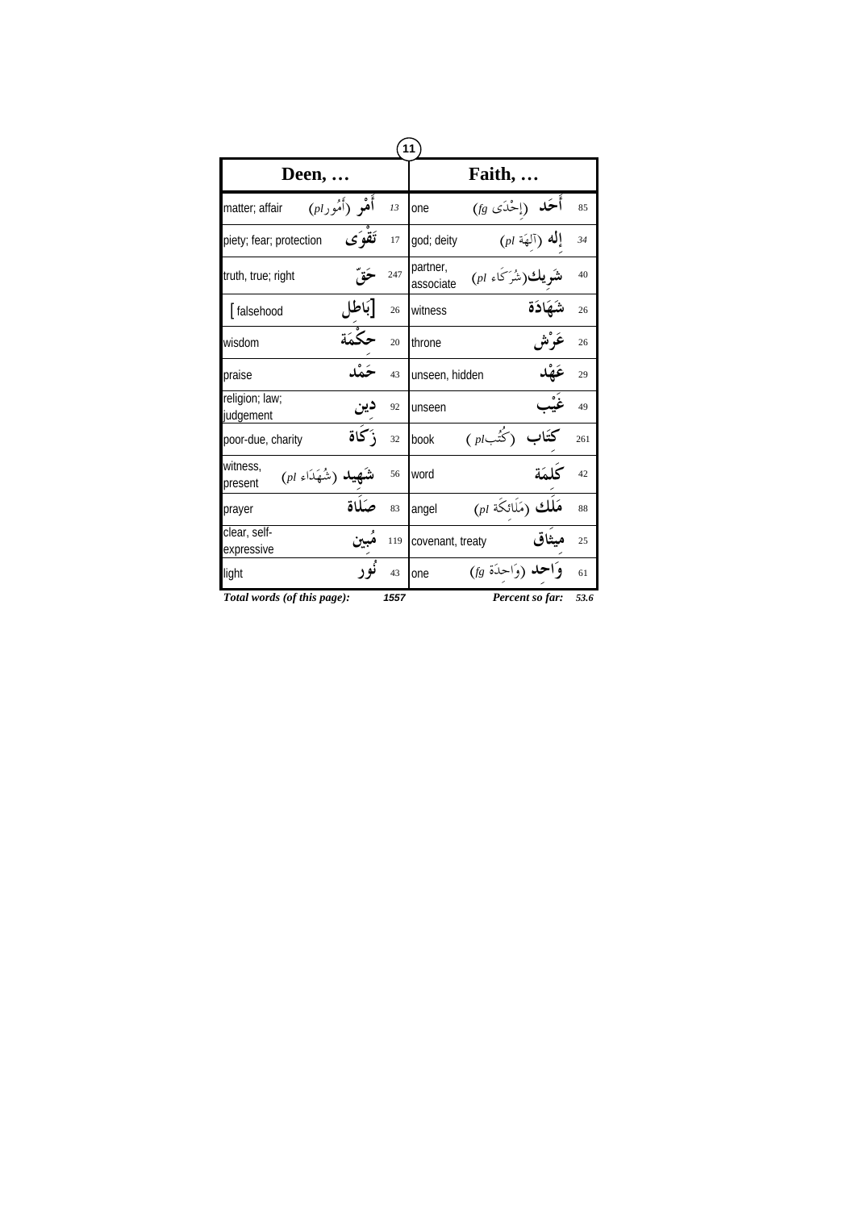| Deen, … | | | Faith, … | | |
|---|---|---|---|---|---|
| matter; affair | أَمْر (أُمُور *pl*) | *13* | one | أَحَد (إِحْدَى *fg*) | 85 |
| piety; fear; protection | تَقْوَى | 17 | god; deity | إِله (آلِهَة *pl*) | *34* |
| truth, true; right | حَقّ | 247 | partner, associate | شَرِيك (شُرَكَاء *pl*) | 40 |
| [ falsehood | [بَاطِل | 26 | witness | شَهَادَة | 26 |
| wisdom | حِكْمَة | 20 | throne | عَرْش | 26 |
| praise | حَمْد | 43 | unseen, hidden | عَهْد | 29 |
| religion; law; judgement | دِين | 92 | unseen | غَيْب | 49 |
| poor-due, charity | زَكَاة | 32 | book | كِتَاب (كُتُب *pl*) | 261 |
| witness, present | شَهِيد (شُهَدَاء *pl*) | 56 | word | كَلِمَة | 42 |
| prayer | صَلَاة | 83 | angel | مَلَك (مَلَائِكَة *pl*) | 88 |
| clear, self-expressive | مُبِين | 119 | covenant, treaty | مِيثَاق | 25 |
| light | نُور | 43 | one | وَاحِد (وَاحِدَة *fg*) | 61 |

*Total words (of this page):* **1557** *Percent so far:* **53.6**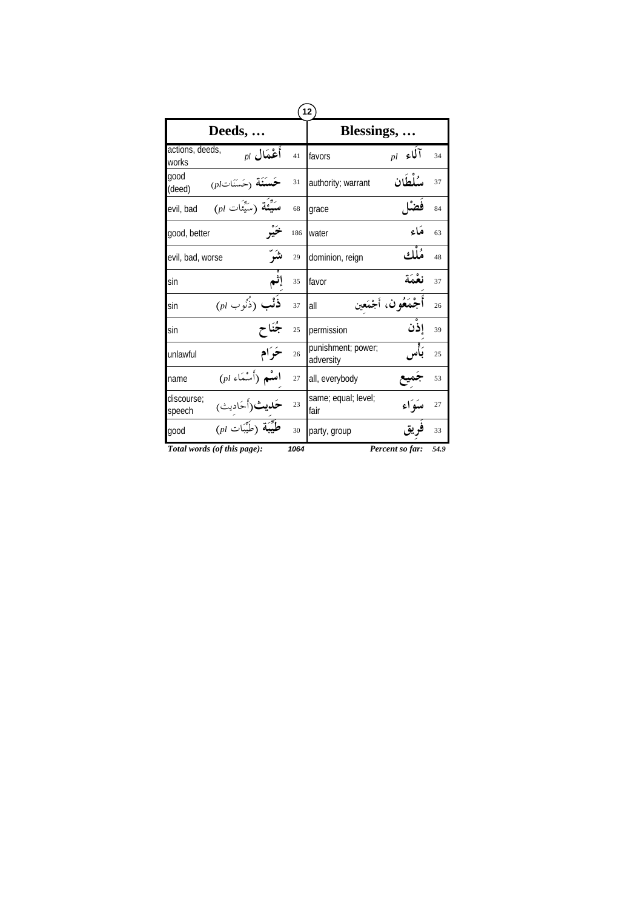| Deeds, … | | | Blessings, … | | |
|---|---|---|---|---|---|
| actions, deeds, works | أَعْمَال *pl* | 41 | favors | آلَاء *pl* | 34 |
| good (deed) | حَسَنَة (حَسَنَات *pl*) | 31 | authority; warrant | سُلْطَان | 37 |
| evil, bad | سَيِّئَة (سَيِّئَات *pl*) | 68 | grace | فَضْل | 84 |
| good, better | خَيْر | 186 | water | مَاء | 63 |
| evil, bad, worse | شَرّ | 29 | dominion, reign | مُلْك | 48 |
| sin | إِثْم | 35 | favor | نِعْمَة | 37 |
| sin | ذَنْب (ذُنُوب *pl*) | 37 | all | أَجْمَعُون، أَجْمَعِين | 26 |
| sin | جُنَاح | 25 | permission | إِذْن | 39 |
| unlawful | حَرَام | 26 | punishment; power; adversity | بَأْس | 25 |
| name | اِسْم (أَسْمَاء *pl*) | 27 | all, everybody | جَمِيع | 53 |
| discourse; speech | حَدِيث (أَحَادِيث) | 23 | same; equal; level; fair | سَوَاء | 27 |
| good | طَيِّبَة (طَيِّبَات *pl*) | 30 | party, group | فَرِيق | 33 |

***Total words (of this page):*** ***1064*** ***Percent so far:*** ***54.9***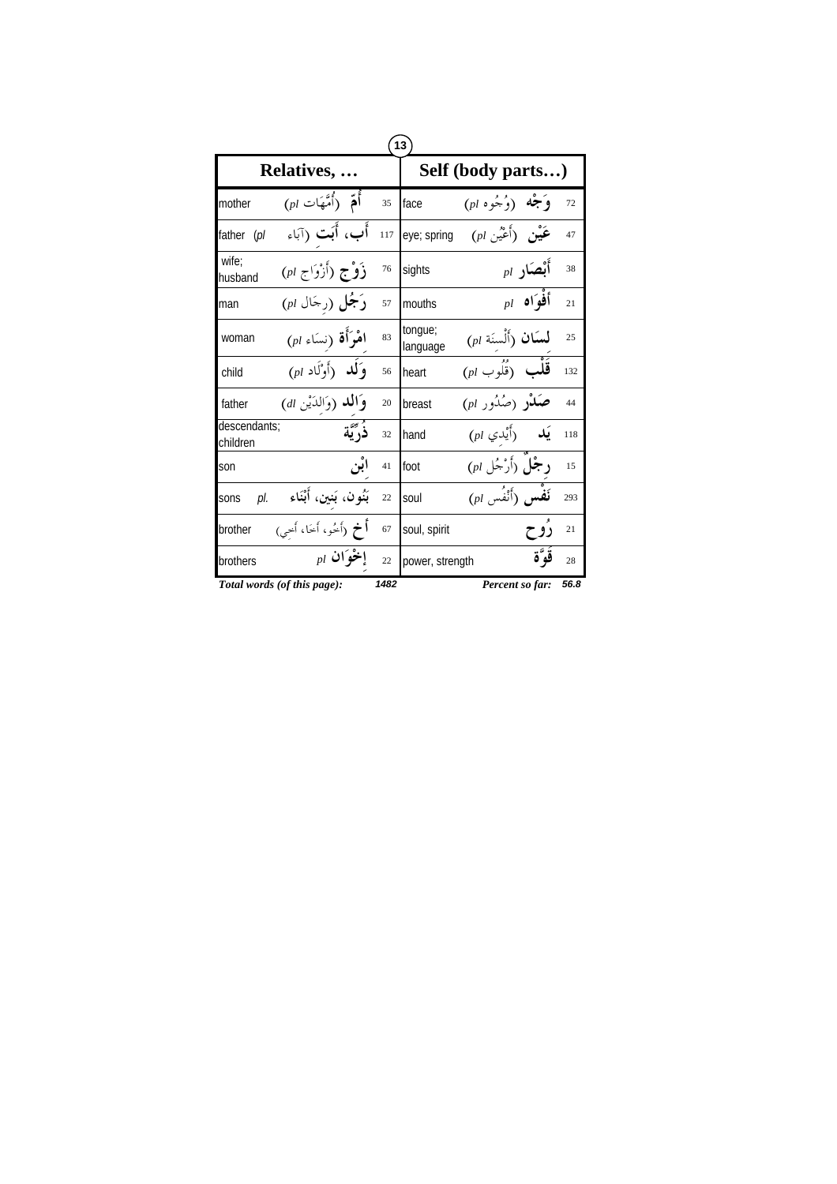| Relatives, … | | | Self (body parts…) | | |
|---|---|---|---|---|---|
| mother | أُمّ (أُمَّهَات *pl*) | 35 | face | وَجْه (وُجُوه *pl*) | 72 |
| father (*pl* | أَب، أَبَت (آبَاء | 117 | eye; spring | عَيْن (أَعْيُن *pl*) | 47 |
| wife; husband | زَوْج (أَزْوَاج *pl*) | 76 | sights | أَبْصَار *pl* | 38 |
| man | رَجُل (رِجَال *pl*) | 57 | mouths | أَفْوَاه *pl* | 21 |
| woman | امْرَأَة (نِسَاء *pl*) | 83 | tongue; language | لِسَان (أَلْسِنَة *pl*) | 25 |
| child | وَلَد (أَوْلَاد *pl*) | 56 | heart | قَلْب (قُلُوب *pl*) | 132 |
| father | وَالِد (وَالِدَيْن *dl*) | 20 | breast | صَدْر (صُدُور *pl*) | 44 |
| descendants; children | ذُرِّيَّة | 32 | hand | يَد (أَيْدِي *pl*) | 118 |
| son | ابْن | 41 | foot | رِجْل (أَرْجُل *pl*) | 15 |
| sons *pl.* | بَنُون، بَنِين، أَبْنَاء | 22 | soul | نَفْس (أَنْفُس *pl*) | 293 |
| brother | أَخ (أَخُو، أَخَا، أَخِي) | 67 | soul, spirit | رُوح | 21 |
| brothers | إِخْوَان *pl* | 22 | power, strength | قُوَّة | 28 |

*Total words (of this page):* **1482** *Percent so far:* **56.8**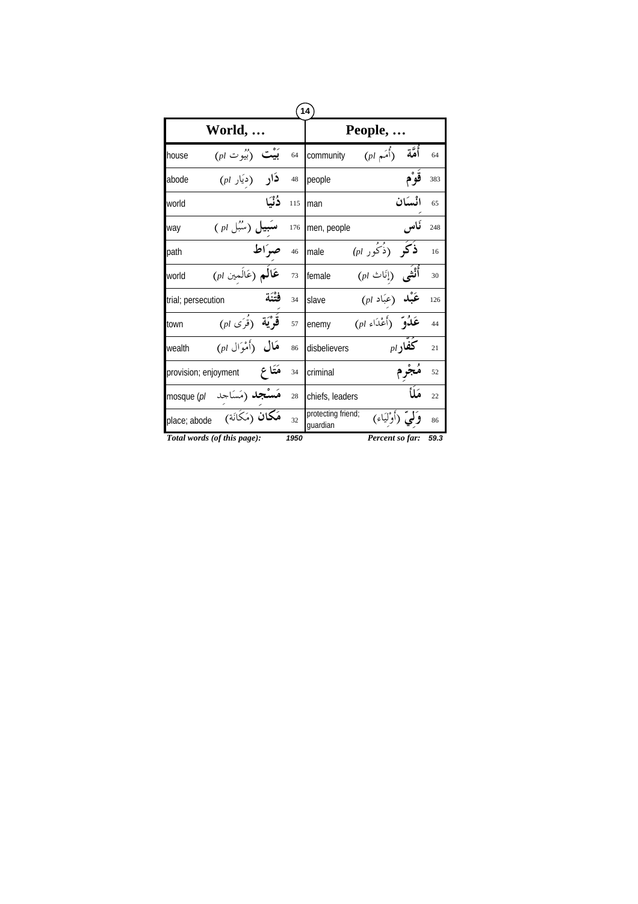| World, … | | | People, … | | |
|---|---|---|---|---|---|
| house | بَيْت (بُيُوت *pl*) | 64 | community | أُمَّة (أُمَم *pl*) | 64 |
| abode | دَار (دِيَار *pl*) | 48 | people | قَوْم | 383 |
| world | دُنْيَا | 115 | man | اِنْسَان | 65 |
| way | سَبِيل (سُبُل *pl*) | 176 | men, people | نَاس | 248 |
| path | صِرَاط | 46 | male | ذَكَر (ذُكُور *pl*) | 16 |
| world | عَالَم (عَالَمِين *pl*) | 73 | female | أُنْثَى (إِنَاث *pl*) | 30 |
| trial; persecution | فِتْنَة | 34 | slave | عَبْد (عِبَاد *pl*) | 126 |
| town | قَرْيَة (قُرَى *pl*) | 57 | enemy | عَدُوّ (أَعْدَاء *pl*) | 44 |
| wealth | مَال (أَمْوَال *pl*) | 86 | disbelievers | كُفَّار *pl* | 21 |
| provision; enjoyment | مَتَاع | 34 | criminal | مُجْرِم | 52 |
| mosque (*pl* | مَسْجِد (مَسَاجِد | 28 | chiefs, leaders | مَلَأ | 22 |
| place; abode | مَكَان (مَكَانَة) | 32 | protecting friend; guardian | وَلِيّ (أَوْلِيَاء) | 86 |

***Total words (of this page):*** ***1950*** ***Percent so far:*** ***59.3***